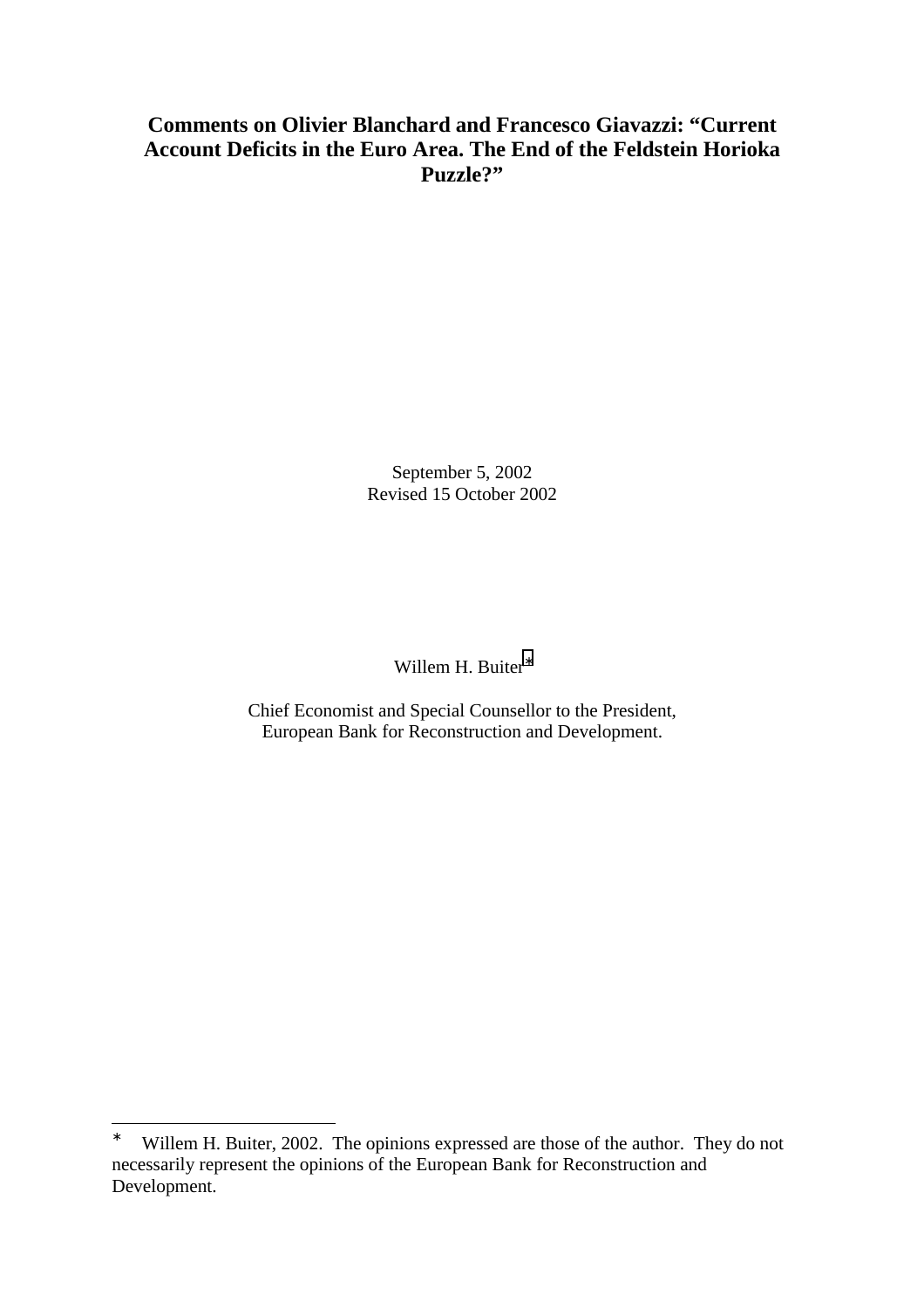# Comments on Olivier Blanchard and Francesco Giavazzi: "Current Account Deficits in the Euro Area. The End of the Feldstein Horioka Puzzle?"

September 5, 2002
Revised 15 October 2002

Willem H. Buiter[*]

Chief Economist and Special Counsellor to the President,
European Bank for Reconstruction and Development.

---

[*] Willem H. Buiter, 2002. The opinions expressed are those of the author. They do not necessarily represent the opinions of the European Bank for Reconstruction and Development.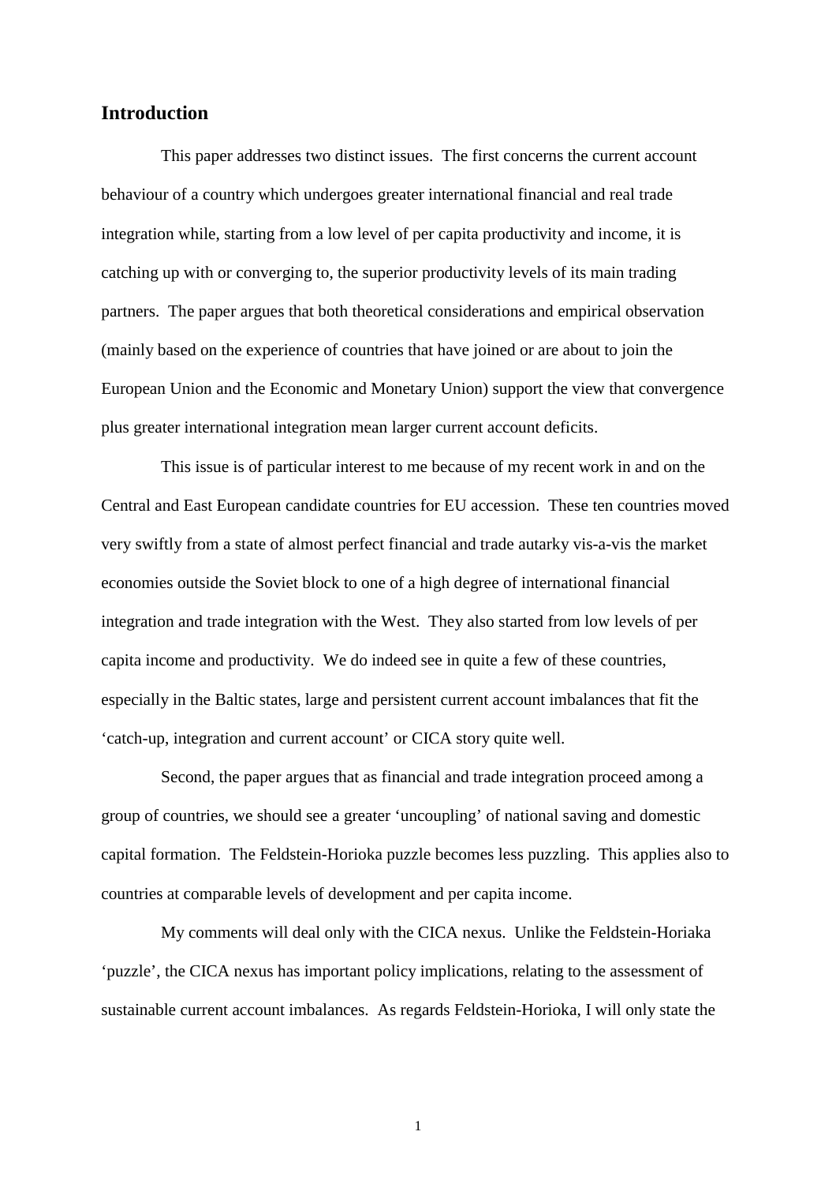## Introduction

This paper addresses two distinct issues. The first concerns the current account behaviour of a country which undergoes greater international financial and real trade integration while, starting from a low level of per capita productivity and income, it is catching up with or converging to, the superior productivity levels of its main trading partners. The paper argues that both theoretical considerations and empirical observation (mainly based on the experience of countries that have joined or are about to join the European Union and the Economic and Monetary Union) support the view that convergence plus greater international integration mean larger current account deficits.

This issue is of particular interest to me because of my recent work in and on the Central and East European candidate countries for EU accession. These ten countries moved very swiftly from a state of almost perfect financial and trade autarky vis-a-vis the market economies outside the Soviet block to one of a high degree of international financial integration and trade integration with the West. They also started from low levels of per capita income and productivity. We do indeed see in quite a few of these countries, especially in the Baltic states, large and persistent current account imbalances that fit the 'catch-up, integration and current account' or CICA story quite well.

Second, the paper argues that as financial and trade integration proceed among a group of countries, we should see a greater 'uncoupling' of national saving and domestic capital formation. The Feldstein-Horioka puzzle becomes less puzzling. This applies also to countries at comparable levels of development and per capita income.

My comments will deal only with the CICA nexus. Unlike the Feldstein-Horiaka 'puzzle', the CICA nexus has important policy implications, relating to the assessment of sustainable current account imbalances. As regards Feldstein-Horioka, I will only state the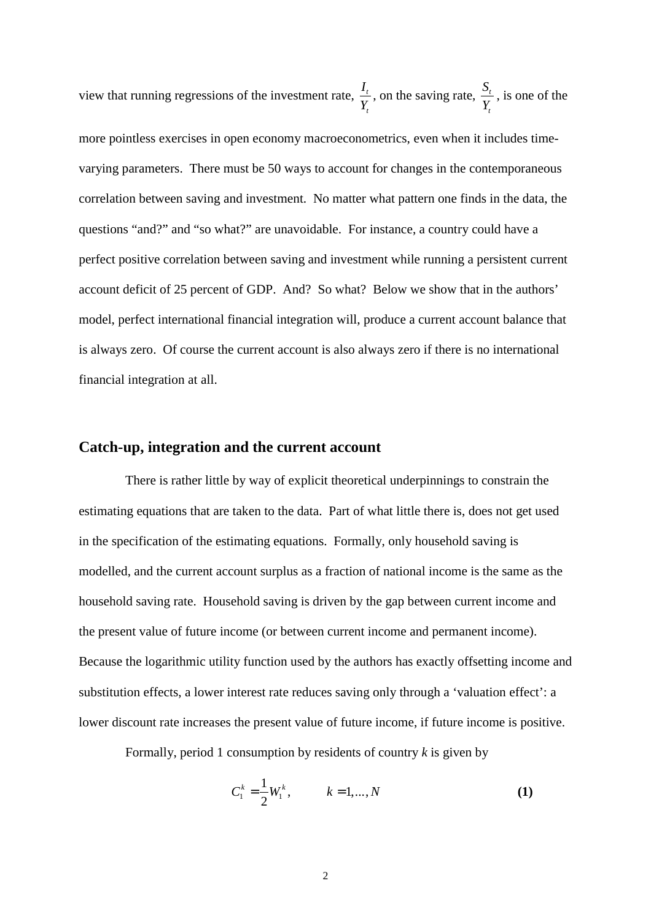view that running regressions of the investment rate, $\frac{I_t}{Y_t}$, on the saving rate, $\frac{S_t}{Y_t}$, is one of the more pointless exercises in open economy macroeconometrics, even when it includes time-varying parameters. There must be 50 ways to account for changes in the contemporaneous correlation between saving and investment. No matter what pattern one finds in the data, the questions "and?" and "so what?" are unavoidable. For instance, a country could have a perfect positive correlation between saving and investment while running a persistent current account deficit of 25 percent of GDP. And? So what? Below we show that in the authors' model, perfect international financial integration will, produce a current account balance that is always zero. Of course the current account is also always zero if there is no international financial integration at all.

## Catch-up, integration and the current account

There is rather little by way of explicit theoretical underpinnings to constrain the estimating equations that are taken to the data. Part of what little there is, does not get used in the specification of the estimating equations. Formally, only household saving is modelled, and the current account surplus as a fraction of national income is the same as the household saving rate. Household saving is driven by the gap between current income and the present value of future income (or between current income and permanent income). Because the logarithmic utility function used by the authors has exactly offsetting income and substitution effects, a lower interest rate reduces saving only through a 'valuation effect': a lower discount rate increases the present value of future income, if future income is positive.

Formally, period 1 consumption by residents of country $k$ is given by

$$C_1^k = \frac{1}{2} W_1^k, \qquad k = 1, \ldots, N \tag{1}$$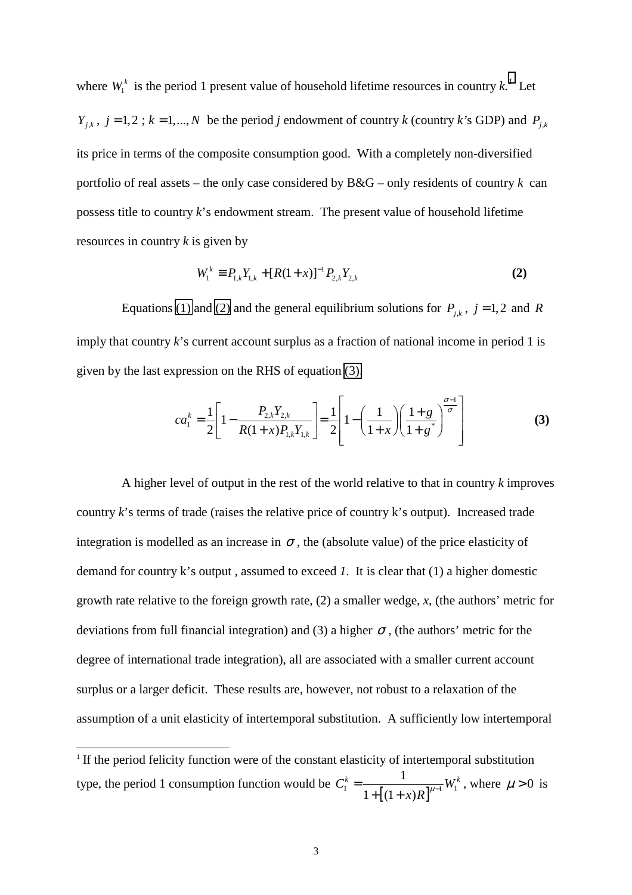where $W_1^k$ is the period 1 present value of household lifetime resources in country *k*.[1] Let $Y_{j,k}$, $j = 1,2$ ; $k = 1,..., N$ be the period *j* endowment of country *k* (country *k*'s GDP) and $P_{j,k}$ its price in terms of the composite consumption good. With a completely non-diversified portfolio of real assets – the only case considered by B&G – only residents of country *k* can possess title to country *k*'s endowment stream. The present value of household lifetime resources in country *k* is given by

$$W_1^k \equiv P_{1,k}Y_{1,k} + [R(1+x)]^{-1} P_{2,k}Y_{2,k} \qquad \textbf{(2)}$$

Equations (1) and (2) and the general equilibrium solutions for $P_{j,k}$, $j = 1,2$ and $R$ imply that country *k*'s current account surplus as a fraction of national income in period 1 is given by the last expression on the RHS of equation (3).

$$ca_1^k = \frac{1}{2}\left[1 - \frac{P_{2,k}Y_{2,k}}{R(1+x)P_{1,k}Y_{1,k}}\right] = \frac{1}{2}\left[1 - \left(\frac{1}{1+x}\right)\left(\frac{1+g}{1+g^*}\right)^{\frac{\sigma-1}{\sigma}}\right] \qquad \textbf{(3)}$$

A higher level of output in the rest of the world relative to that in country *k* improves country *k*'s terms of trade (raises the relative price of country k's output). Increased trade integration is modelled as an increase in $\sigma$, the (absolute value) of the price elasticity of demand for country k's output , assumed to exceed *1*. It is clear that (1) a higher domestic growth rate relative to the foreign growth rate, (2) a smaller wedge, *x*, (the authors' metric for deviations from full financial integration) and (3) a higher $\sigma$, (the authors' metric for the degree of international trade integration), all are associated with a smaller current account surplus or a larger deficit. These results are, however, not robust to a relaxation of the assumption of a unit elasticity of intertemporal substitution. A sufficiently low intertemporal

[1] If the period felicity function were of the constant elasticity of intertemporal substitution type, the period 1 consumption function would be $C_1^k = \dfrac{1}{1+\left[(1+x)R\right]^{\mu-1}} W_1^k$, where $\mu > 0$ is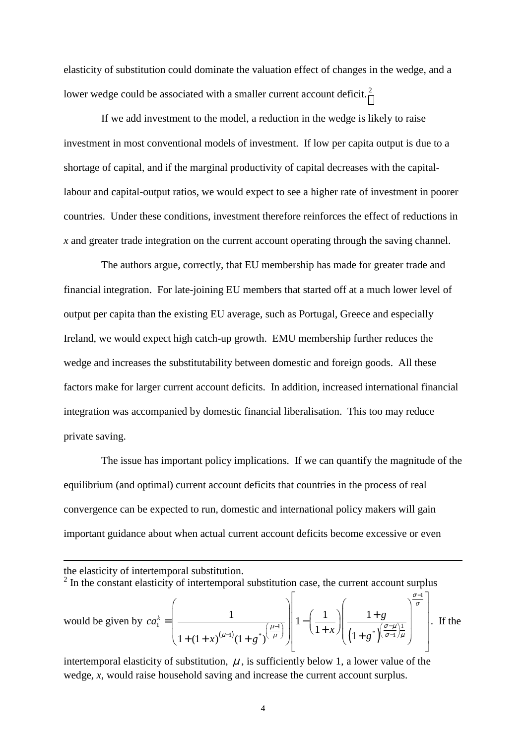elasticity of substitution could dominate the valuation effect of changes in the wedge, and a lower wedge could be associated with a smaller current account deficit.[2]

If we add investment to the model, a reduction in the wedge is likely to raise investment in most conventional models of investment. If low per capita output is due to a shortage of capital, and if the marginal productivity of capital decreases with the capital-labour and capital-output ratios, we would expect to see a higher rate of investment in poorer countries. Under these conditions, investment therefore reinforces the effect of reductions in $x$ and greater trade integration on the current account operating through the saving channel.

The authors argue, correctly, that EU membership has made for greater trade and financial integration. For late-joining EU members that started off at a much lower level of output per capita than the existing EU average, such as Portugal, Greece and especially Ireland, we would expect high catch-up growth. EMU membership further reduces the wedge and increases the substitutability between domestic and foreign goods. All these factors make for larger current account deficits. In addition, increased international financial integration was accompanied by domestic financial liberalisation. This too may reduce private saving.

The issue has important policy implications. If we can quantify the magnitude of the equilibrium (and optimal) current account deficits that countries in the process of real convergence can be expected to run, domestic and international policy makers will gain important guidance about when actual current account deficits become excessive or even

---

the elasticity of intertemporal substitution.

[2] In the constant elasticity of intertemporal substitution case, the current account surplus would be given by $ca_1^k = \left( \dfrac{1}{1+(1+x)^{(\mu-1)}(1+g^*)^{\left(\frac{\mu-1}{\mu}\right)}} \right) \left[ 1 - \left( \dfrac{1}{1+x} \right) \left( \dfrac{1+g}{\left(1+g^*\right)^{\left(\frac{\sigma-\mu}{\sigma-1}\right)\frac{1}{\mu}}} \right)^{\frac{\sigma-1}{\sigma}} \right]$. If the intertemporal elasticity of substitution, $\mu$, is sufficiently below 1, a lower value of the wedge, $x$, would raise household saving and increase the current account surplus.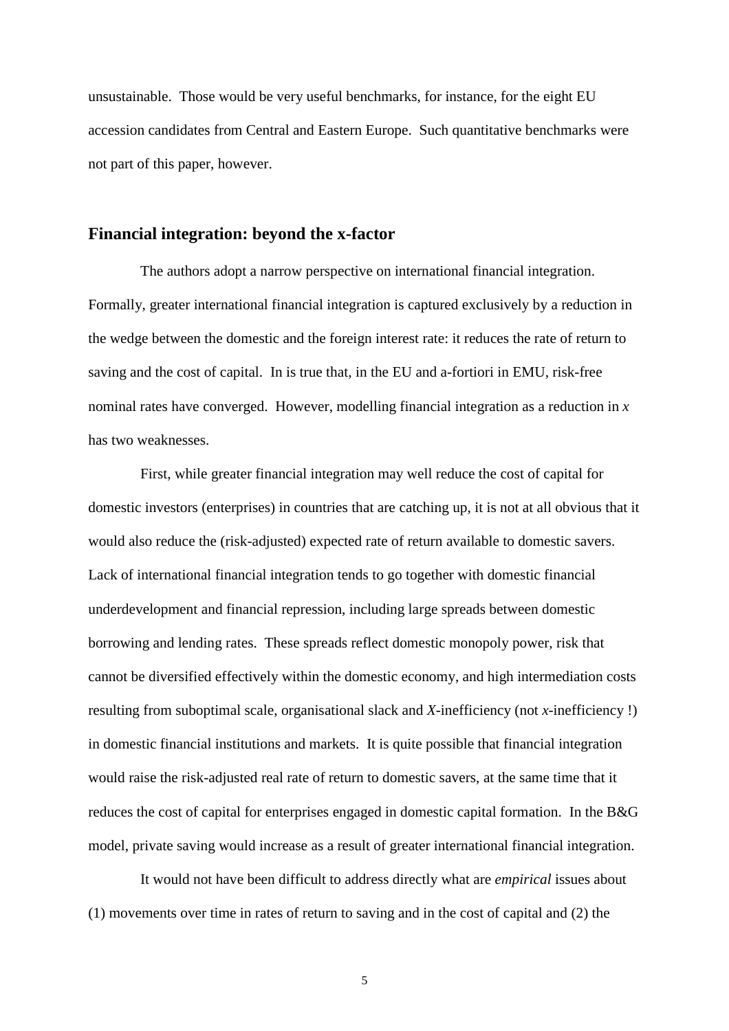unsustainable. Those would be very useful benchmarks, for instance, for the eight EU accession candidates from Central and Eastern Europe. Such quantitative benchmarks were not part of this paper, however.

## Financial integration: beyond the x-factor

The authors adopt a narrow perspective on international financial integration. Formally, greater international financial integration is captured exclusively by a reduction in the wedge between the domestic and the foreign interest rate: it reduces the rate of return to saving and the cost of capital. In is true that, in the EU and a-fortiori in EMU, risk-free nominal rates have converged. However, modelling financial integration as a reduction in $x$ has two weaknesses.

First, while greater financial integration may well reduce the cost of capital for domestic investors (enterprises) in countries that are catching up, it is not at all obvious that it would also reduce the (risk-adjusted) expected rate of return available to domestic savers. Lack of international financial integration tends to go together with domestic financial underdevelopment and financial repression, including large spreads between domestic borrowing and lending rates. These spreads reflect domestic monopoly power, risk that cannot be diversified effectively within the domestic economy, and high intermediation costs resulting from suboptimal scale, organisational slack and *X*-inefficiency (not *x*-inefficiency !) in domestic financial institutions and markets. It is quite possible that financial integration would raise the risk-adjusted real rate of return to domestic savers, at the same time that it reduces the cost of capital for enterprises engaged in domestic capital formation. In the B&G model, private saving would increase as a result of greater international financial integration.

It would not have been difficult to address directly what are *empirical* issues about (1) movements over time in rates of return to saving and in the cost of capital and (2) the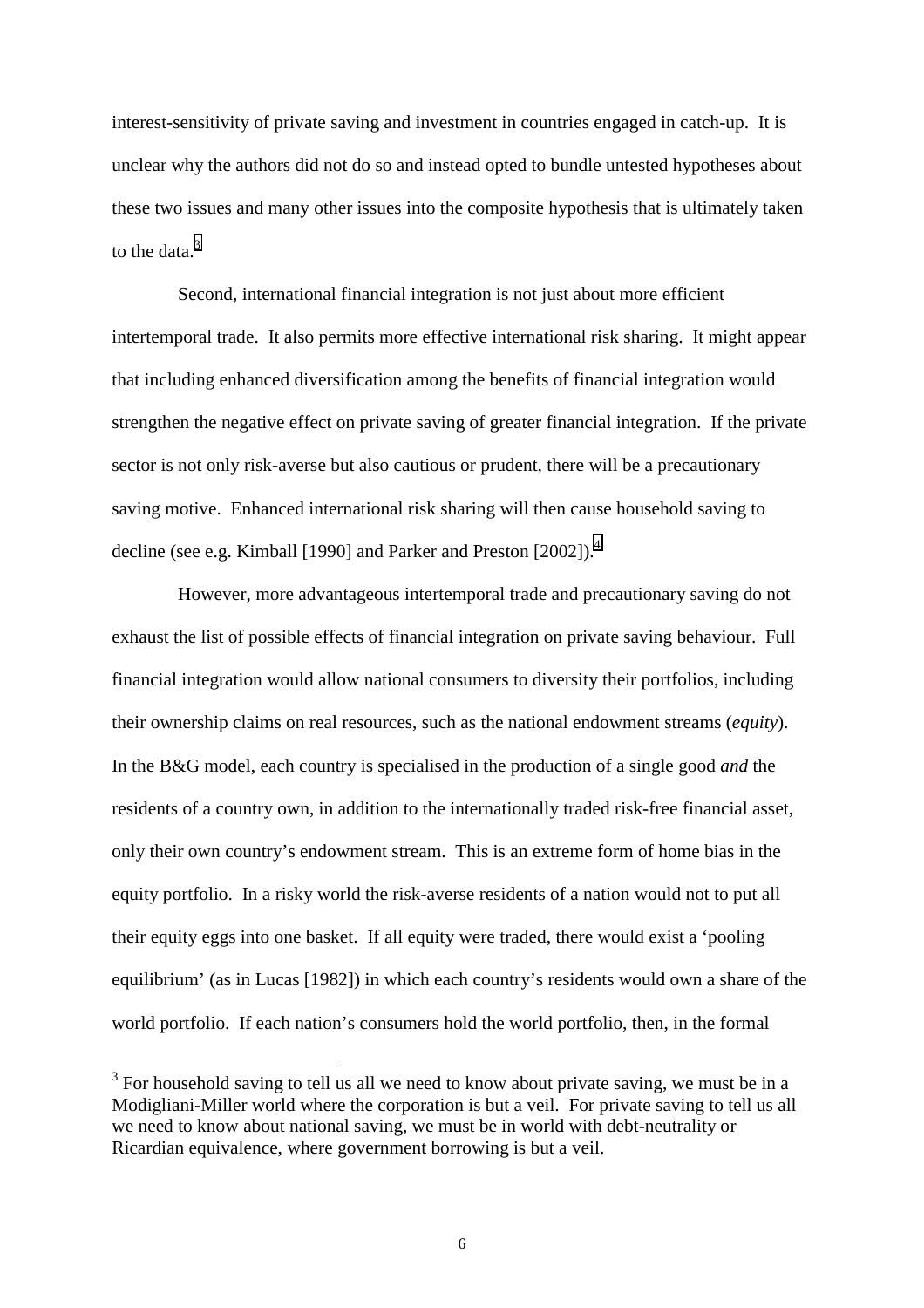interest-sensitivity of private saving and investment in countries engaged in catch-up. It is unclear why the authors did not do so and instead opted to bundle untested hypotheses about these two issues and many other issues into the composite hypothesis that is ultimately taken to the data.[3]

Second, international financial integration is not just about more efficient intertemporal trade. It also permits more effective international risk sharing. It might appear that including enhanced diversification among the benefits of financial integration would strengthen the negative effect on private saving of greater financial integration. If the private sector is not only risk-averse but also cautious or prudent, there will be a precautionary saving motive. Enhanced international risk sharing will then cause household saving to decline (see e.g. Kimball [1990] and Parker and Preston [2002]).[4]

However, more advantageous intertemporal trade and precautionary saving do not exhaust the list of possible effects of financial integration on private saving behaviour. Full financial integration would allow national consumers to diversity their portfolios, including their ownership claims on real resources, such as the national endowment streams (*equity*). In the B&G model, each country is specialised in the production of a single good *and* the residents of a country own, in addition to the internationally traded risk-free financial asset, only their own country's endowment stream. This is an extreme form of home bias in the equity portfolio. In a risky world the risk-averse residents of a nation would not to put all their equity eggs into one basket. If all equity were traded, there would exist a 'pooling equilibrium' (as in Lucas [1982]) in which each country's residents would own a share of the world portfolio. If each nation's consumers hold the world portfolio, then, in the formal

[3] For household saving to tell us all we need to know about private saving, we must be in a Modigliani-Miller world where the corporation is but a veil. For private saving to tell us all we need to know about national saving, we must be in world with debt-neutrality or Ricardian equivalence, where government borrowing is but a veil.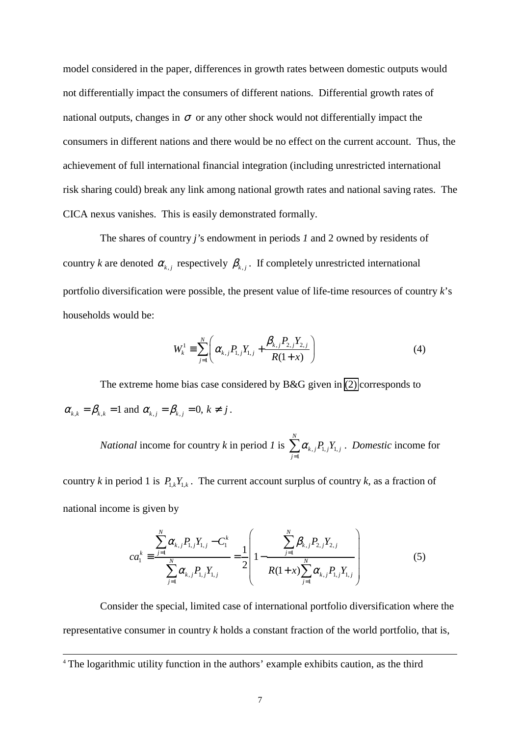model considered in the paper, differences in growth rates between domestic outputs would not differentially impact the consumers of different nations. Differential growth rates of national outputs, changes in $\sigma$ or any other shock would not differentially impact the consumers in different nations and there would be no effect on the current account. Thus, the achievement of full international financial integration (including unrestricted international risk sharing could) break any link among national growth rates and national saving rates. The CICA nexus vanishes. This is easily demonstrated formally.

The shares of country *j*'s endowment in periods *1* and 2 owned by residents of country *k* are denoted $\alpha_{k,j}$ respectively $\beta_{k,j}$. If completely unrestricted international portfolio diversification were possible, the present value of life-time resources of country *k*'s households would be:

$$W_k^1 \equiv \sum_{j=1}^{N} \left( \alpha_{k,j} P_{1,j} Y_{1,j} + \frac{\beta_{k,j} P_{2,j} Y_{2,j}}{R(1+x)} \right) \tag{4}$$

The extreme home bias case considered by B&G given in (2) corresponds to $\alpha_{k,k} = \beta_{k,k} = 1$ and $\alpha_{k,j} = \beta_{k,j} = 0,\ k \neq j$.

*National* income for country *k* in period *1* is $\sum_{j=1}^{N} \alpha_{k,j} P_{1,j} Y_{1,j}$. *Domestic* income for country *k* in period 1 is $P_{1,k} Y_{1,k}$. The current account surplus of country *k*, as a fraction of national income is given by

$$ca_1^k \equiv \frac{\sum_{j=1}^{N} \alpha_{k,j} P_{1,j} Y_{1,j} - C_1^k}{\sum_{j=1}^{N} \alpha_{k,j} P_{1,j} Y_{1,j}} = \frac{1}{2} \left( 1 - \frac{\sum_{j=1}^{N} \beta_{k,j} P_{2,j} Y_{2,j}}{R(1+x) \sum_{j=1}^{N} \alpha_{k,j} P_{1,j} Y_{1,j}} \right) \tag{5}$$

Consider the special, limited case of international portfolio diversification where the representative consumer in country *k* holds a constant fraction of the world portfolio, that is,

---

[4] The logarithmic utility function in the authors' example exhibits caution, as the third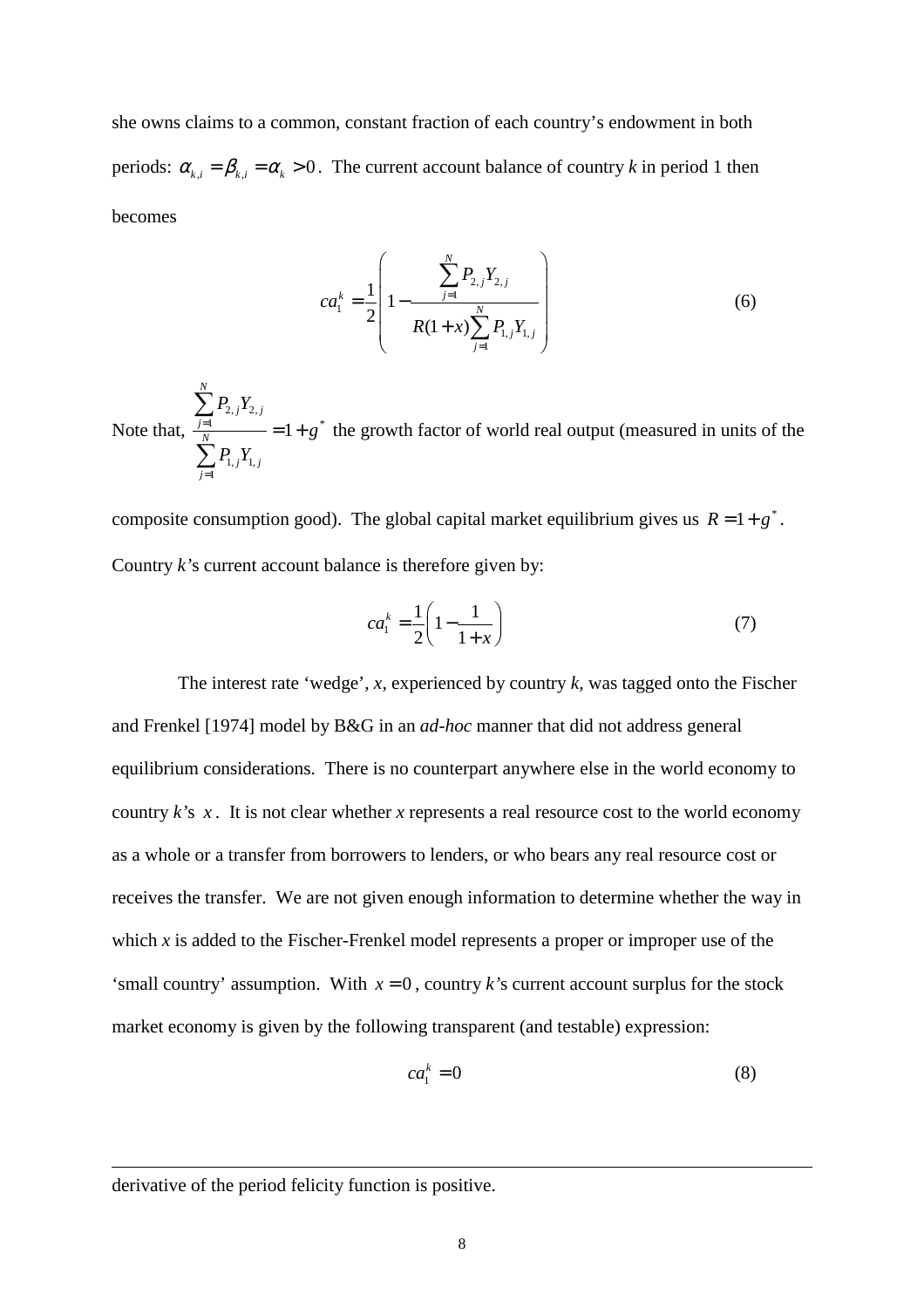she owns claims to a common, constant fraction of each country's endowment in both periods: $\alpha_{k,i} = \beta_{k,i} = \alpha_k > 0$. The current account balance of country *k* in period 1 then becomes

$$ca_1^k = \frac{1}{2}\left(1 - \frac{\sum_{j=1}^{N} P_{2,j} Y_{2,j}}{R(1+x)\sum_{j=1}^{N} P_{1,j} Y_{1,j}}\right) \tag{6}$$

Note that, $\dfrac{\sum_{j=1}^{N} P_{2,j} Y_{2,j}}{\sum_{j=1}^{N} P_{1,j} Y_{1,j}} = 1 + g^*$ the growth factor of world real output (measured in units of the composite consumption good). The global capital market equilibrium gives us $R = 1 + g^*$. Country *k*'s current account balance is therefore given by:

$$ca_1^k = \frac{1}{2}\left(1 - \frac{1}{1+x}\right) \tag{7}$$

The interest rate 'wedge', *x*, experienced by country *k*, was tagged onto the Fischer and Frenkel [1974] model by B&G in an *ad-hoc* manner that did not address general equilibrium considerations. There is no counterpart anywhere else in the world economy to country *k*'s $x$. It is not clear whether *x* represents a real resource cost to the world economy as a whole or a transfer from borrowers to lenders, or who bears any real resource cost or receives the transfer. We are not given enough information to determine whether the way in which *x* is added to the Fischer-Frenkel model represents a proper or improper use of the 'small country' assumption. With $x = 0$, country *k*'s current account surplus for the stock market economy is given by the following transparent (and testable) expression:

$$ca_1^k = 0 \tag{8}$$

---

derivative of the period felicity function is positive.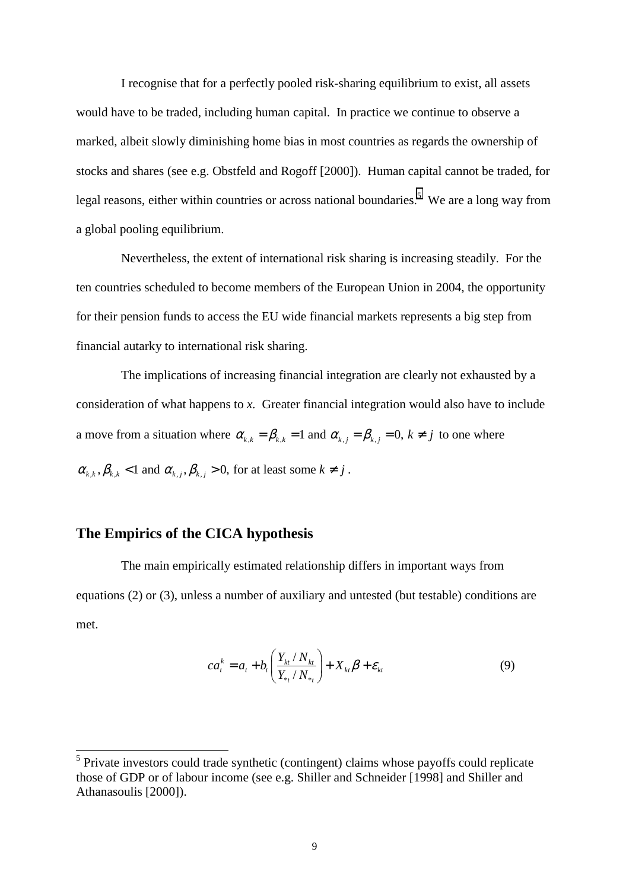I recognise that for a perfectly pooled risk-sharing equilibrium to exist, all assets would have to be traded, including human capital. In practice we continue to observe a marked, albeit slowly diminishing home bias in most countries as regards the ownership of stocks and shares (see e.g. Obstfeld and Rogoff [2000]). Human capital cannot be traded, for legal reasons, either within countries or across national boundaries.[5] We are a long way from a global pooling equilibrium.

Nevertheless, the extent of international risk sharing is increasing steadily. For the ten countries scheduled to become members of the European Union in 2004, the opportunity for their pension funds to access the EU wide financial markets represents a big step from financial autarky to international risk sharing.

The implications of increasing financial integration are clearly not exhausted by a consideration of what happens to *x*. Greater financial integration would also have to include a move from a situation where $\alpha_{k,k} = \beta_{k,k} = 1$ and $\alpha_{k,j} = \beta_{k,j} = 0$, $k \neq j$ to one where $\alpha_{k,k}, \beta_{k,k} < 1$ and $\alpha_{k,j}, \beta_{k,j} > 0$, for at least some $k \neq j$.

## The Empirics of the CICA hypothesis

The main empirically estimated relationship differs in important ways from equations (2) or (3), unless a number of auxiliary and untested (but testable) conditions are met.

$$ca_t^k = a_t + b_t \left( \frac{Y_{kt} / N_{kt}}{Y_{*t} / N_{*t}} \right) + X_{kt}\beta + \varepsilon_{kt} \tag{9}$$

[5] Private investors could trade synthetic (contingent) claims whose payoffs could replicate those of GDP or of labour income (see e.g. Shiller and Schneider [1998] and Shiller and Athanasoulis [2000]).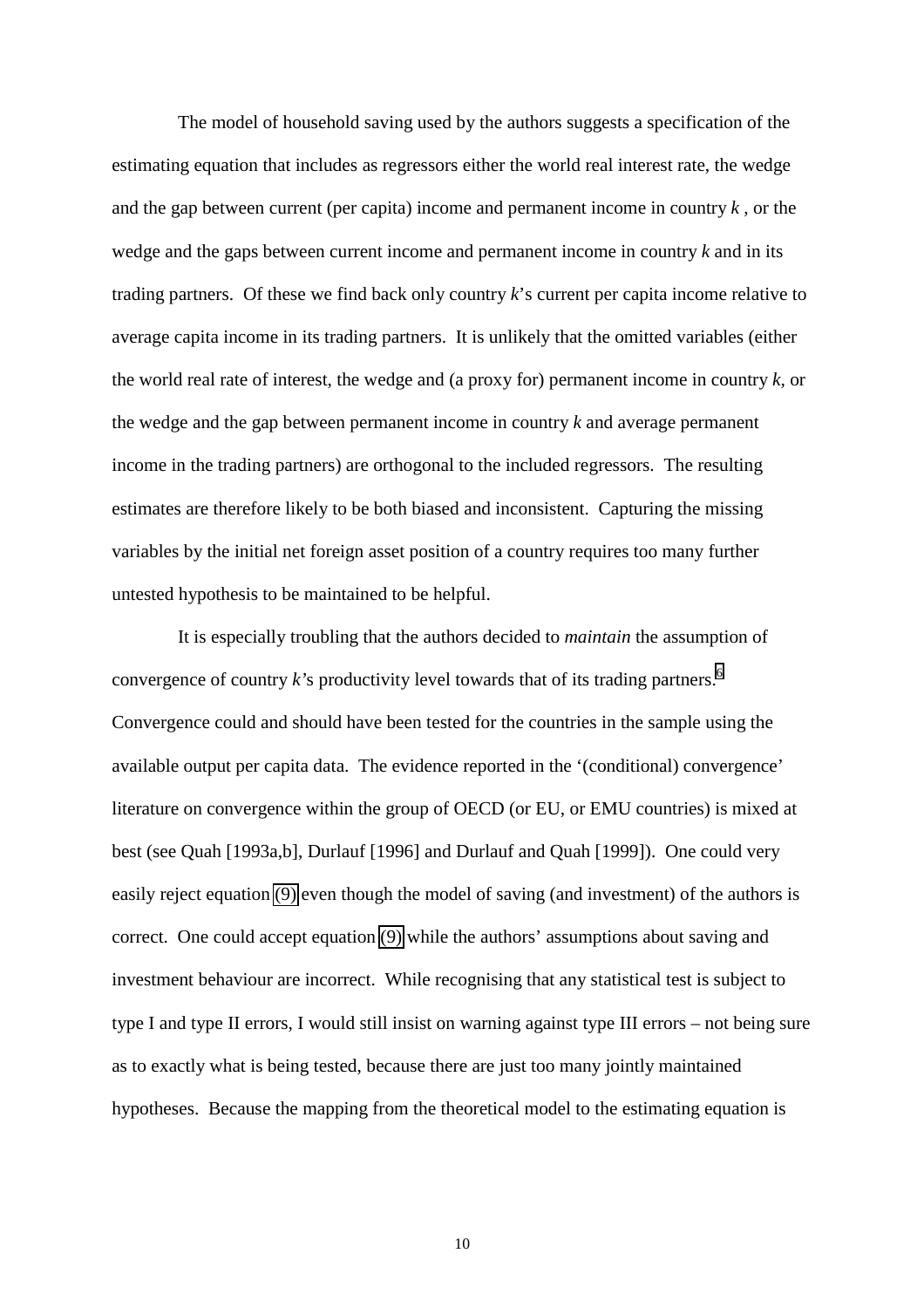The model of household saving used by the authors suggests a specification of the estimating equation that includes as regressors either the world real interest rate, the wedge and the gap between current (per capita) income and permanent income in country $k$ , or the wedge and the gaps between current income and permanent income in country $k$ and in its trading partners. Of these we find back only country $k$'s current per capita income relative to average capita income in its trading partners. It is unlikely that the omitted variables (either the world real rate of interest, the wedge and (a proxy for) permanent income in country $k$, or the wedge and the gap between permanent income in country $k$ and average permanent income in the trading partners) are orthogonal to the included regressors. The resulting estimates are therefore likely to be both biased and inconsistent. Capturing the missing variables by the initial net foreign asset position of a country requires too many further untested hypothesis to be maintained to be helpful.

It is especially troubling that the authors decided to *maintain* the assumption of convergence of country $k$'s productivity level towards that of its trading partners.[6] Convergence could and should have been tested for the countries in the sample using the available output per capita data. The evidence reported in the '(conditional) convergence' literature on convergence within the group of OECD (or EU, or EMU countries) is mixed at best (see Quah [1993a,b], Durlauf [1996] and Durlauf and Quah [1999]). One could very easily reject equation (9) even though the model of saving (and investment) of the authors is correct. One could accept equation (9) while the authors' assumptions about saving and investment behaviour are incorrect. While recognising that any statistical test is subject to type I and type II errors, I would still insist on warning against type III errors – not being sure as to exactly what is being tested, because there are just too many jointly maintained hypotheses. Because the mapping from the theoretical model to the estimating equation is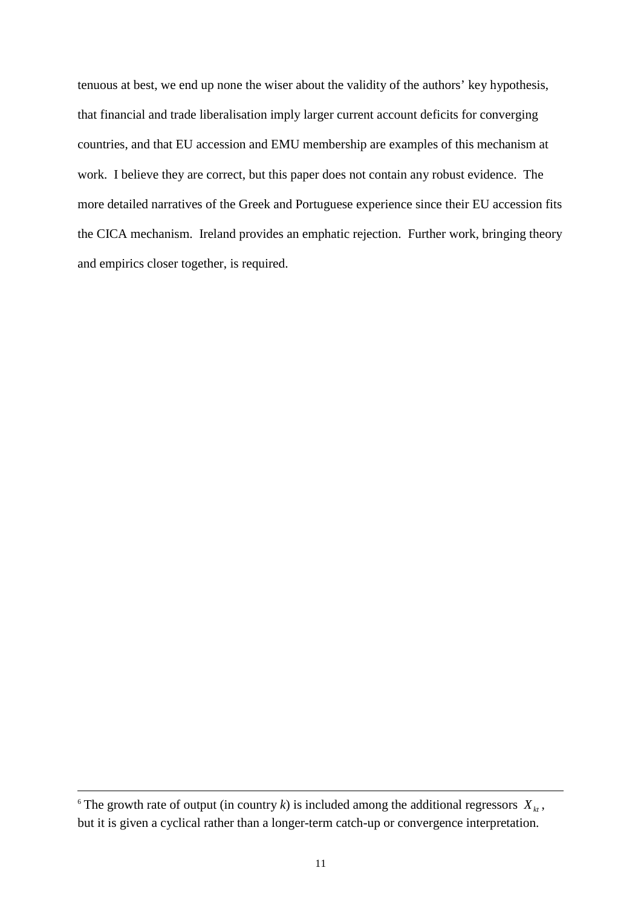tenuous at best, we end up none the wiser about the validity of the authors' key hypothesis, that financial and trade liberalisation imply larger current account deficits for converging countries, and that EU accession and EMU membership are examples of this mechanism at work. I believe they are correct, but this paper does not contain any robust evidence. The more detailed narratives of the Greek and Portuguese experience since their EU accession fits the CICA mechanism. Ireland provides an emphatic rejection. Further work, bringing theory and empirics closer together, is required.

---

[6] The growth rate of output (in country *k*) is included among the additional regressors $X_{kt}$, but it is given a cyclical rather than a longer-term catch-up or convergence interpretation.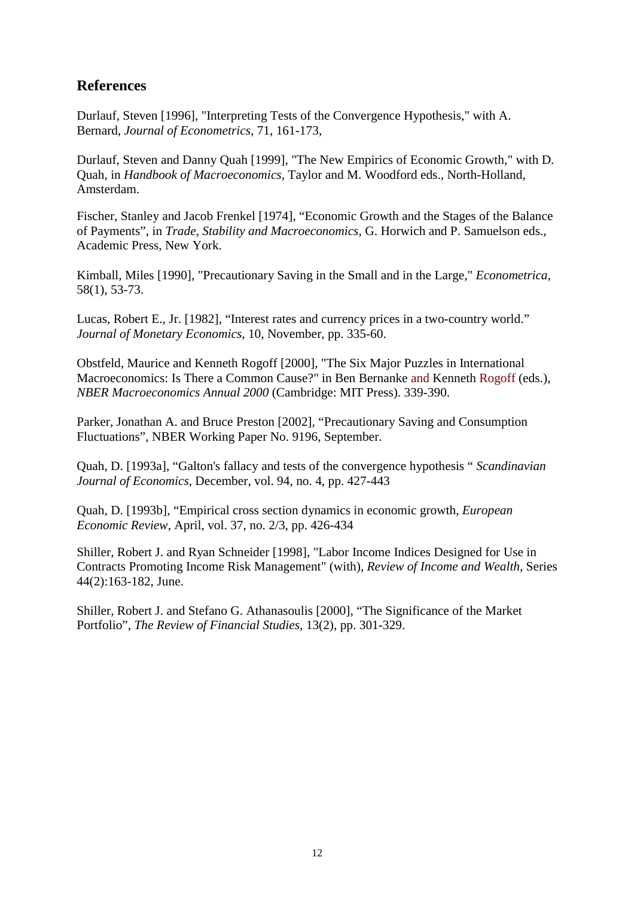## References

Durlauf, Steven [1996], "Interpreting Tests of the Convergence Hypothesis," with A. Bernard, *Journal of Econometrics*, 71, 161-173,

Durlauf, Steven and Danny Quah [1999], "The New Empirics of Economic Growth," with D. Quah, in *Handbook of Macroeconomics*, Taylor and M. Woodford eds., North-Holland, Amsterdam.

Fischer, Stanley and Jacob Frenkel [1974], "Economic Growth and the Stages of the Balance of Payments", in *Trade, Stability and Macroeconomics*, G. Horwich and P. Samuelson eds., Academic Press, New York.

Kimball, Miles [1990], "Precautionary Saving in the Small and in the Large," *Econometrica*, 58(1), 53-73.

Lucas, Robert E., Jr. [1982], "Interest rates and currency prices in a two-country world." *Journal of Monetary Economics*, 10, November, pp. 335-60.

Obstfeld, Maurice and Kenneth Rogoff [2000], "The Six Major Puzzles in International Macroeconomics: Is There a Common Cause?" in Ben Bernanke and Kenneth Rogoff (eds.), *NBER Macroeconomics Annual 2000* (Cambridge: MIT Press). 339-390.

Parker, Jonathan A. and Bruce Preston [2002], "Precautionary Saving and Consumption Fluctuations", NBER Working Paper No. 9196, September.

Quah, D. [1993a], "Galton's fallacy and tests of the convergence hypothesis " *Scandinavian Journal of Economics*, December, vol. 94, no. 4, pp. 427-443

Quah, D. [1993b], "Empirical cross section dynamics in economic growth, *European Economic Review*, April, vol. 37, no. 2/3, pp. 426-434

Shiller, Robert J. and Ryan Schneider [1998], "Labor Income Indices Designed for Use in Contracts Promoting Income Risk Management" (with), *Review of Income and Wealth*, Series 44(2):163-182, June.

Shiller, Robert J. and Stefano G. Athanasoulis [2000], "The Significance of the Market Portfolio", *The Review of Financial Studies*, 13(2), pp. 301-329.